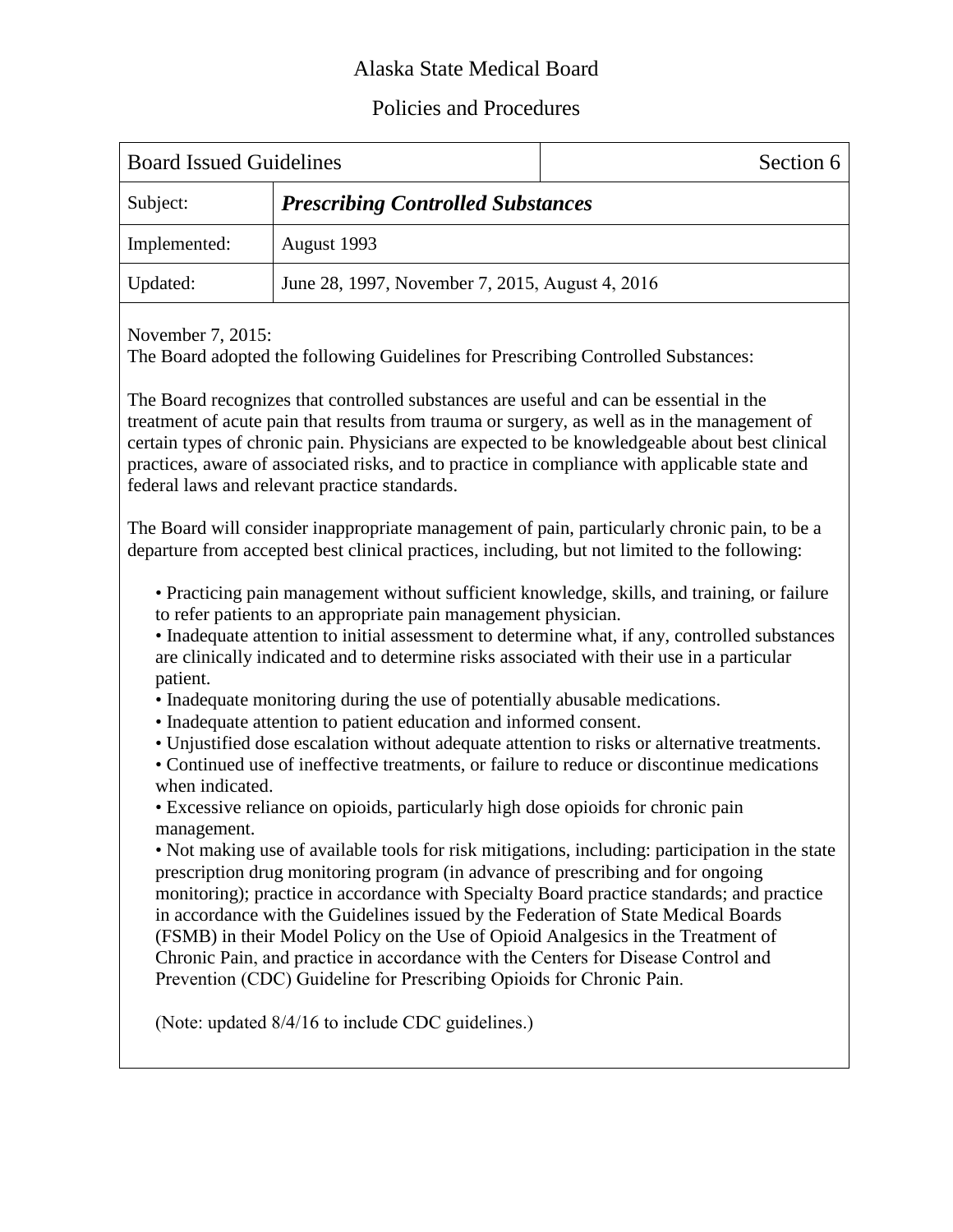# Alaska State Medical Board

## Policies and Procedures

| Board Issued Guidelines | | Section 6 |
|---|---|---|
| Subject: | ***Prescribing Controlled Substances*** | |
| Implemented: | August 1993 | |
| Updated: | June 28, 1997, November 7, 2015, August 4, 2016 | |

November 7, 2015:
The Board adopted the following Guidelines for Prescribing Controlled Substances:

The Board recognizes that controlled substances are useful and can be essential in the treatment of acute pain that results from trauma or surgery, as well as in the management of certain types of chronic pain. Physicians are expected to be knowledgeable about best clinical practices, aware of associated risks, and to practice in compliance with applicable state and federal laws and relevant practice standards.

The Board will consider inappropriate management of pain, particularly chronic pain, to be a departure from accepted best clinical practices, including, but not limited to the following:

- Practicing pain management without sufficient knowledge, skills, and training, or failure to refer patients to an appropriate pain management physician.
- Inadequate attention to initial assessment to determine what, if any, controlled substances are clinically indicated and to determine risks associated with their use in a particular patient.
- Inadequate monitoring during the use of potentially abusable medications.
- Inadequate attention to patient education and informed consent.
- Unjustified dose escalation without adequate attention to risks or alternative treatments.
- Continued use of ineffective treatments, or failure to reduce or discontinue medications when indicated.
- Excessive reliance on opioids, particularly high dose opioids for chronic pain management.
- Not making use of available tools for risk mitigations, including: participation in the state prescription drug monitoring program (in advance of prescribing and for ongoing monitoring); practice in accordance with Specialty Board practice standards; and practice in accordance with the Guidelines issued by the Federation of State Medical Boards (FSMB) in their Model Policy on the Use of Opioid Analgesics in the Treatment of Chronic Pain, and practice in accordance with the Centers for Disease Control and Prevention (CDC) Guideline for Prescribing Opioids for Chronic Pain.

(Note: updated 8/4/16 to include CDC guidelines.)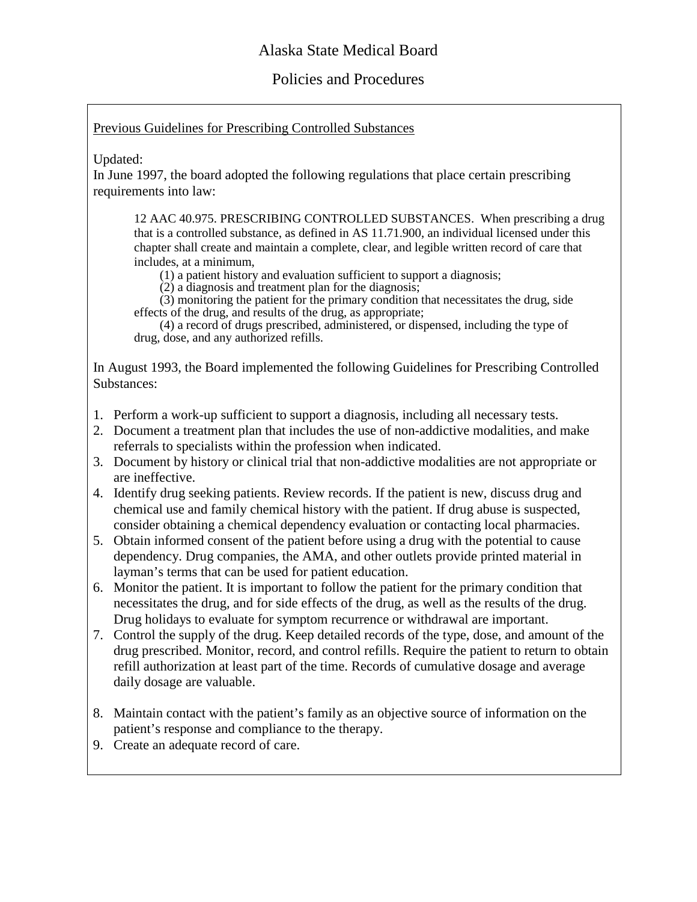# Alaska State Medical Board

## Policies and Procedures

Previous Guidelines for Prescribing Controlled Substances

Updated:
In June 1997, the board adopted the following regulations that place certain prescribing requirements into law:

> 12 AAC 40.975. PRESCRIBING CONTROLLED SUBSTANCES. When prescribing a drug that is a controlled substance, as defined in AS 11.71.900, an individual licensed under this chapter shall create and maintain a complete, clear, and legible written record of care that includes, at a minimum,
>
> (1) a patient history and evaluation sufficient to support a diagnosis;
>
> (2) a diagnosis and treatment plan for the diagnosis;
>
> (3) monitoring the patient for the primary condition that necessitates the drug, side effects of the drug, and results of the drug, as appropriate;
>
> (4) a record of drugs prescribed, administered, or dispensed, including the type of drug, dose, and any authorized refills.

In August 1993, the Board implemented the following Guidelines for Prescribing Controlled Substances:

1. Perform a work-up sufficient to support a diagnosis, including all necessary tests.
2. Document a treatment plan that includes the use of non-addictive modalities, and make referrals to specialists within the profession when indicated.
3. Document by history or clinical trial that non-addictive modalities are not appropriate or are ineffective.
4. Identify drug seeking patients. Review records. If the patient is new, discuss drug and chemical use and family chemical history with the patient. If drug abuse is suspected, consider obtaining a chemical dependency evaluation or contacting local pharmacies.
5. Obtain informed consent of the patient before using a drug with the potential to cause dependency. Drug companies, the AMA, and other outlets provide printed material in layman's terms that can be used for patient education.
6. Monitor the patient. It is important to follow the patient for the primary condition that necessitates the drug, and for side effects of the drug, as well as the results of the drug. Drug holidays to evaluate for symptom recurrence or withdrawal are important.
7. Control the supply of the drug. Keep detailed records of the type, dose, and amount of the drug prescribed. Monitor, record, and control refills. Require the patient to return to obtain refill authorization at least part of the time. Records of cumulative dosage and average daily dosage are valuable.
8. Maintain contact with the patient's family as an objective source of information on the patient's response and compliance to the therapy.
9. Create an adequate record of care.